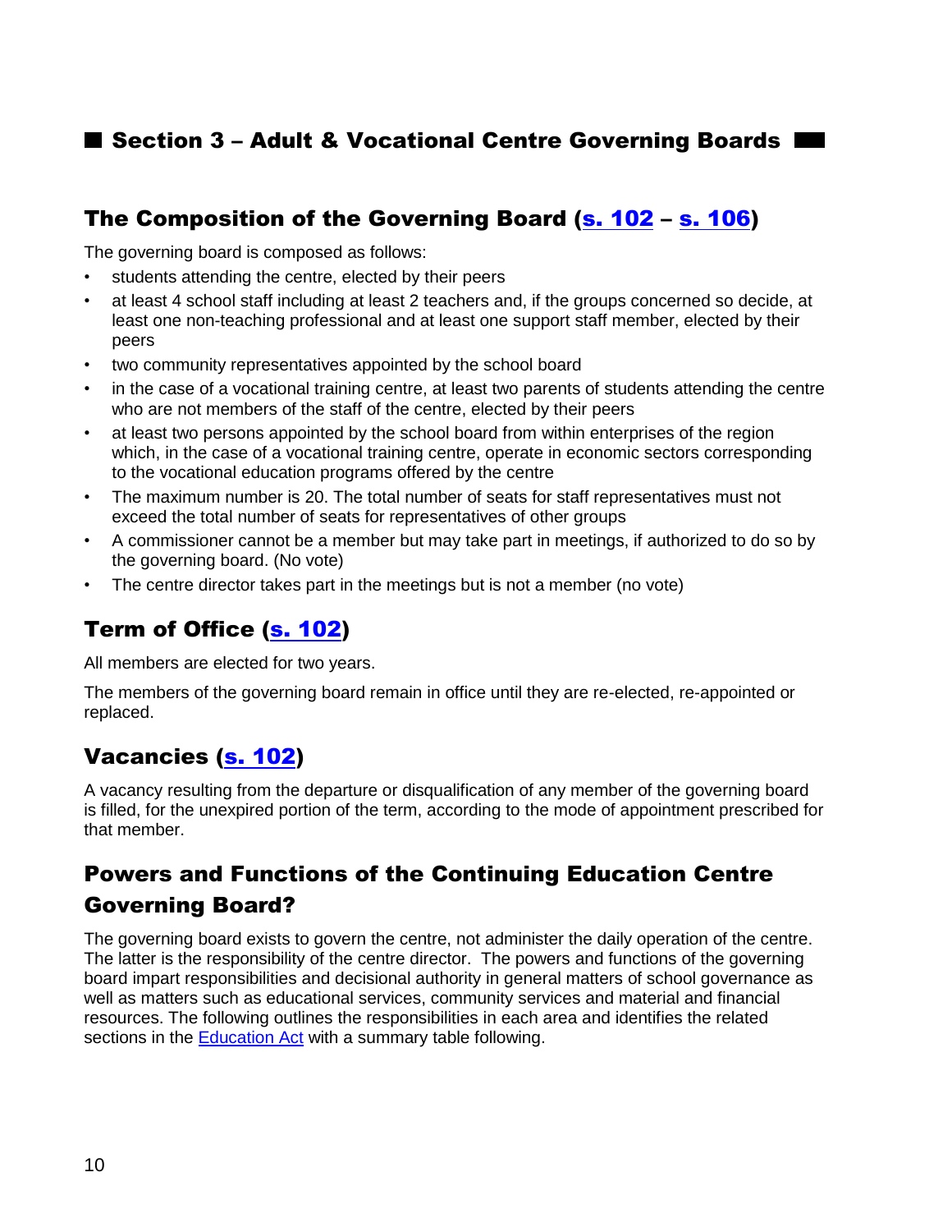## Section 3 – Adult & Vocational Centre Governing Boards

### The Composition of the Governing Board (s. 102 – s. 106)

The governing board is composed as follows:

- students attending the centre, elected by their peers
- at least 4 school staff including at least 2 teachers and, if the groups concerned so decide, at least one non-teaching professional and at least one support staff member, elected by their peers
- two community representatives appointed by the school board
- in the case of a vocational training centre, at least two parents of students attending the centre who are not members of the staff of the centre, elected by their peers
- at least two persons appointed by the school board from within enterprises of the region which, in the case of a vocational training centre, operate in economic sectors corresponding to the vocational education programs offered by the centre
- The maximum number is 20. The total number of seats for staff representatives must not exceed the total number of seats for representatives of other groups
- A commissioner cannot be a member but may take part in meetings, if authorized to do so by the governing board. (No vote)
- The centre director takes part in the meetings but is not a member (no vote)

### Term of Office (s. 102)

All members are elected for two years.

The members of the governing board remain in office until they are re-elected, re-appointed or replaced.

### Vacancies (s. 102)

A vacancy resulting from the departure or disqualification of any member of the governing board is filled, for the unexpired portion of the term, according to the mode of appointment prescribed for that member.

### Powers and Functions of the Continuing Education Centre Governing Board?

The governing board exists to govern the centre, not administer the daily operation of the centre. The latter is the responsibility of the centre director. The powers and functions of the governing board impart responsibilities and decisional authority in general matters of school governance as well as matters such as educational services, community services and material and financial resources. The following outlines the responsibilities in each area and identifies the related sections in the Education Act with a summary table following.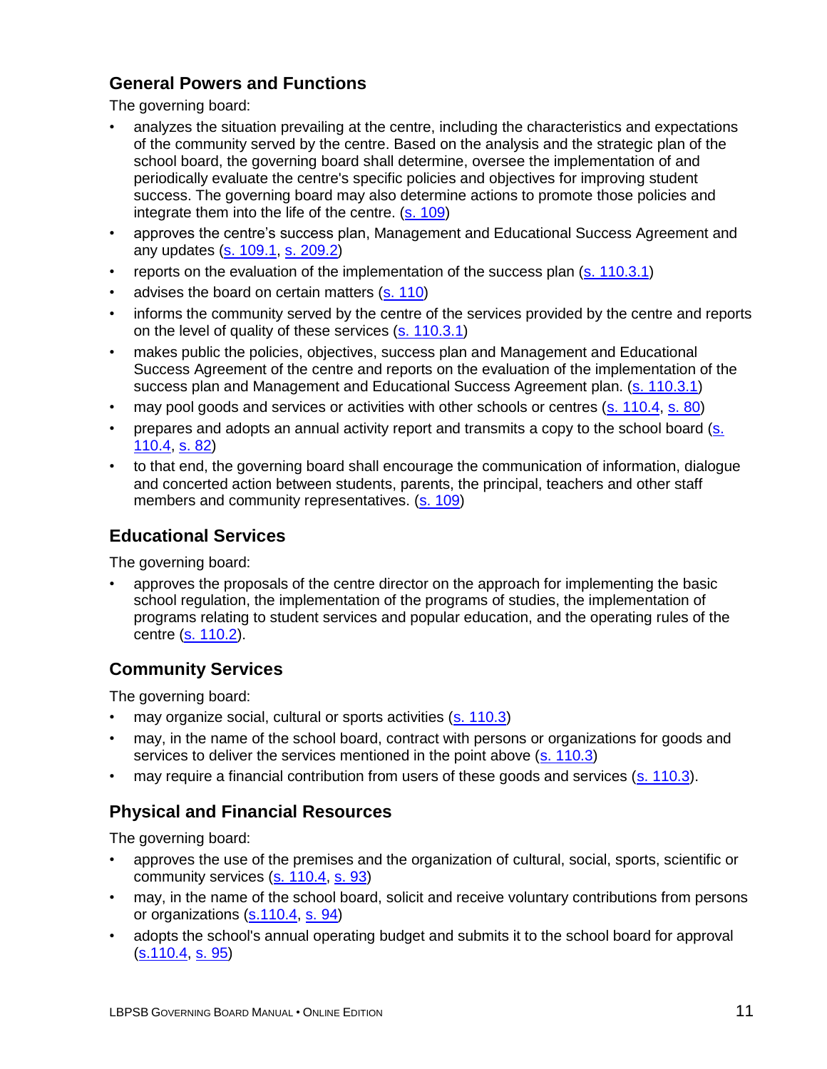## General Powers and Functions

The governing board:

- analyzes the situation prevailing at the centre, including the characteristics and expectations of the community served by the centre. Based on the analysis and the strategic plan of the school board, the governing board shall determine, oversee the implementation of and periodically evaluate the centre's specific policies and objectives for improving student success. The governing board may also determine actions to promote those policies and integrate them into the life of the centre. (s. 109)
- approves the centre's success plan, Management and Educational Success Agreement and any updates (s. 109.1, s. 209.2)
- reports on the evaluation of the implementation of the success plan (s. 110.3.1)
- advises the board on certain matters (s. 110)
- informs the community served by the centre of the services provided by the centre and reports on the level of quality of these services (s. 110.3.1)
- makes public the policies, objectives, success plan and Management and Educational Success Agreement of the centre and reports on the evaluation of the implementation of the success plan and Management and Educational Success Agreement plan. (s. 110.3.1)
- may pool goods and services or activities with other schools or centres (s. 110.4, s. 80)
- prepares and adopts an annual activity report and transmits a copy to the school board (s. 110.4, s. 82)
- to that end, the governing board shall encourage the communication of information, dialogue and concerted action between students, parents, the principal, teachers and other staff members and community representatives. (s. 109)

## Educational Services

The governing board:

- approves the proposals of the centre director on the approach for implementing the basic school regulation, the implementation of the programs of studies, the implementation of programs relating to student services and popular education, and the operating rules of the centre (s. 110.2).

## Community Services

The governing board:

- may organize social, cultural or sports activities (s. 110.3)
- may, in the name of the school board, contract with persons or organizations for goods and services to deliver the services mentioned in the point above (s. 110.3)
- may require a financial contribution from users of these goods and services (s. 110.3).

## Physical and Financial Resources

The governing board:

- approves the use of the premises and the organization of cultural, social, sports, scientific or community services (s. 110.4, s. 93)
- may, in the name of the school board, solicit and receive voluntary contributions from persons or organizations (s.110.4, s. 94)
- adopts the school's annual operating budget and submits it to the school board for approval (s.110.4, s. 95)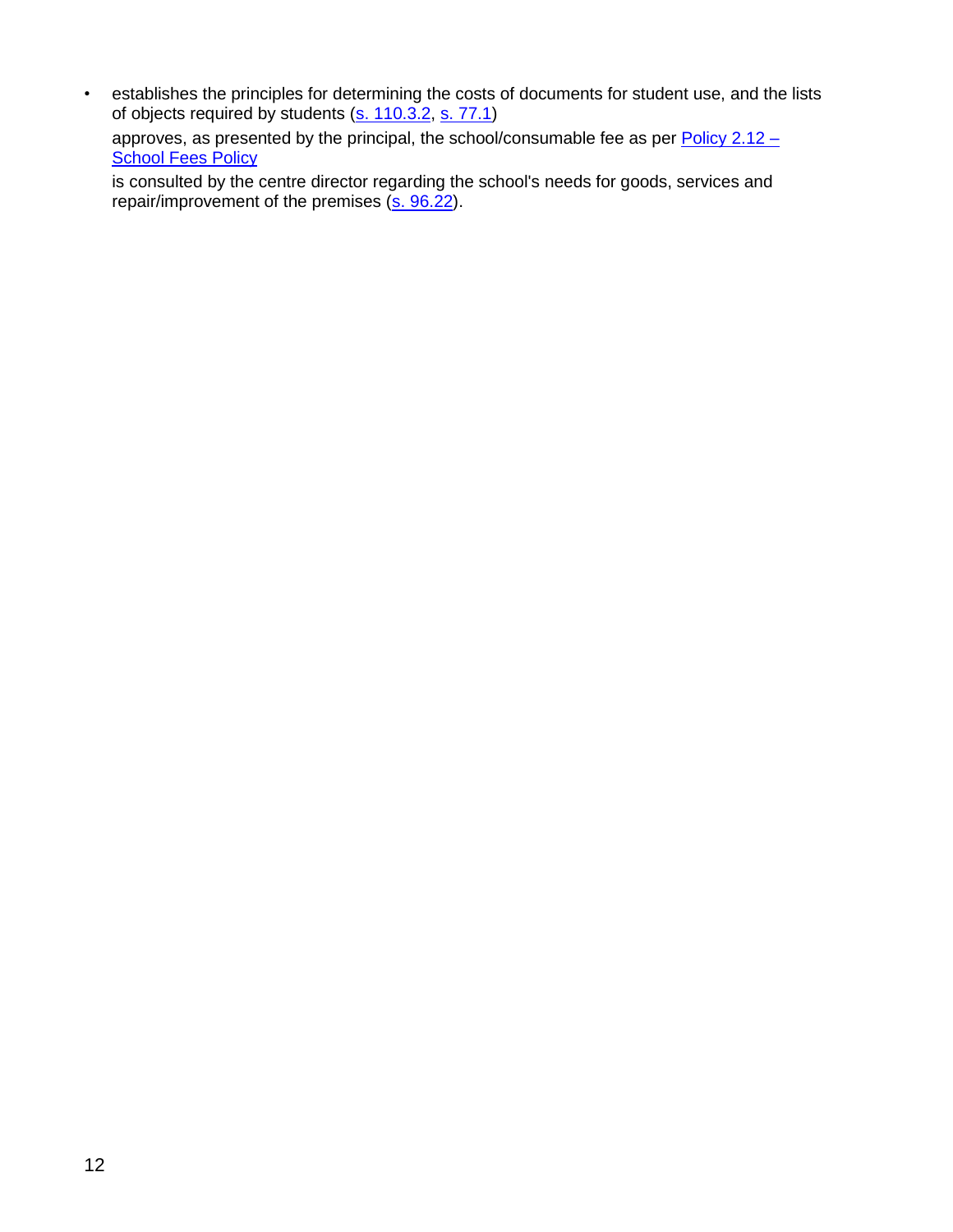- establishes the principles for determining the costs of documents for student use, and the lists of objects required by students ([s. 110.3.2](), [s. 77.1]())

  approves, as presented by the principal, the school/consumable fee as per [Policy 2.12 – School Fees Policy]()

  is consulted by the centre director regarding the school's needs for goods, services and repair/improvement of the premises ([s. 96.22]()).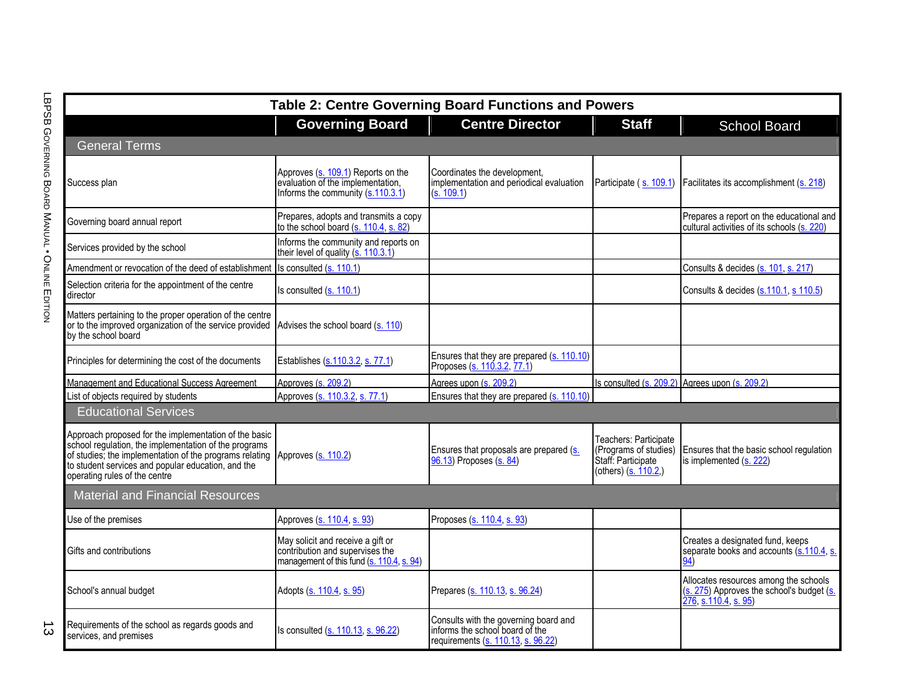| Table 2: Centre Governing Board Functions and Powers | | | | |
|---|---|---|---|---|
| | **Governing Board** | **Centre Director** | **Staff** | **School Board** |
| **General Terms** | | | | |
| Success plan | Approves (s. 109.1) Reports on the evaluation of the implementation, Informs the community (s.110.3.1) | Coordinates the development, implementation and periodical evaluation (s. 109.1) | Participate ( s. 109.1) | Facilitates its accomplishment (s. 218) |
| Governing board annual report | Prepares, adopts and transmits a copy to the school board (s. 110.4, s. 82) | | | Prepares a report on the educational and cultural activities of its schools (s. 220) |
| Services provided by the school | Informs the community and reports on their level of quality (s. 110.3.1) | | | |
| Amendment or revocation of the deed of establishment | Is consulted (s. 110.1) | | | Consults & decides (s. 101, s. 217) |
| Selection criteria for the appointment of the centre director | Is consulted (s. 110.1) | | | Consults & decides (s.110.1, s 110.5) |
| Matters pertaining to the proper operation of the centre or to the improved organization of the service provided by the school board | Advises the school board (s. 110) | | | |
| Principles for determining the cost of the documents | Establishes (s.110.3.2, s. 77.1) | Ensures that they are prepared (s. 110.10) Proposes (s. 110.3.2, 77.1) | | |
| Management and Educational Success Agreement | Approves (s. 209.2) | Agrees upon (s. 209.2) | Is consulted (s. 209.2) | Agrees upon (s. 209.2) |
| List of objects required by students | Approves (s. 110.3.2, s. 77.1) | Ensures that they are prepared (s. 110.10) | | |
| **Educational Services** | | | | |
| Approach proposed for the implementation of the basic school regulation, the implementation of the programs of studies; the implementation of the programs relating to student services and popular education, and the operating rules of the centre | Approves (s. 110.2) | Ensures that proposals are prepared (s. 96.13) Proposes (s. 84) | Teachers: Participate (Programs of studies) Staff: Participate (others) (s. 110.2,) | Ensures that the basic school regulation is implemented (s. 222) |
| **Material and Financial Resources** | | | | |
| Use of the premises | Approves (s. 110.4, s. 93) | Proposes (s. 110.4, s. 93) | | |
| Gifts and contributions | May solicit and receive a gift or contribution and supervises the management of this fund (s. 110.4, s. 94) | | | Creates a designated fund, keeps separate books and accounts (s.110.4, s. 94) |
| School's annual budget | Adopts (s. 110.4, s. 95) | Prepares (s. 110.13, s. 96.24) | | Allocates resources among the schools (s. 275) Approves the school's budget (s. 276, s.110.4, s. 95) |
| Requirements of the school as regards goods and services, and premises | Is consulted (s. 110.13, s. 96.22) | Consults with the governing board and informs the school board of the requirements (s. 110.13, s. 96.22) | | |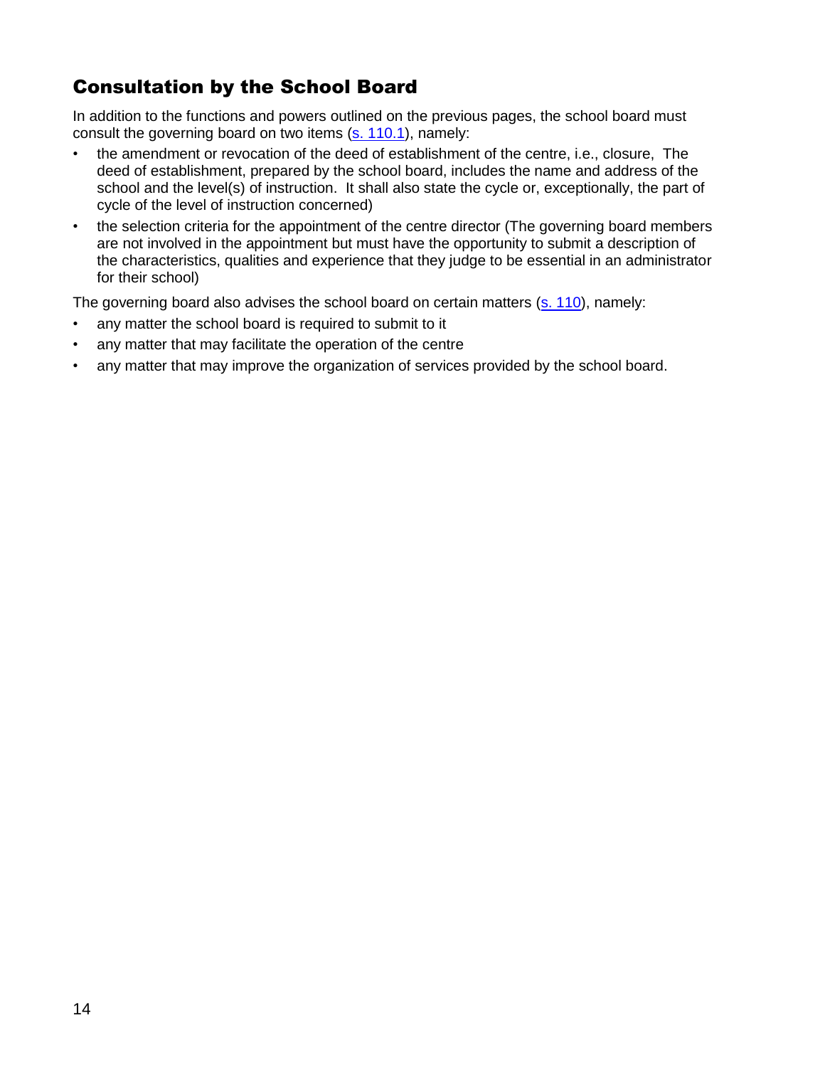## Consultation by the School Board

In addition to the functions and powers outlined on the previous pages, the school board must consult the governing board on two items (s. 110.1), namely:

- the amendment or revocation of the deed of establishment of the centre, i.e., closure, The deed of establishment, prepared by the school board, includes the name and address of the school and the level(s) of instruction. It shall also state the cycle or, exceptionally, the part of cycle of the level of instruction concerned)
- the selection criteria for the appointment of the centre director (The governing board members are not involved in the appointment but must have the opportunity to submit a description of the characteristics, qualities and experience that they judge to be essential in an administrator for their school)

The governing board also advises the school board on certain matters (s. 110), namely:

- any matter the school board is required to submit to it
- any matter that may facilitate the operation of the centre
- any matter that may improve the organization of services provided by the school board.